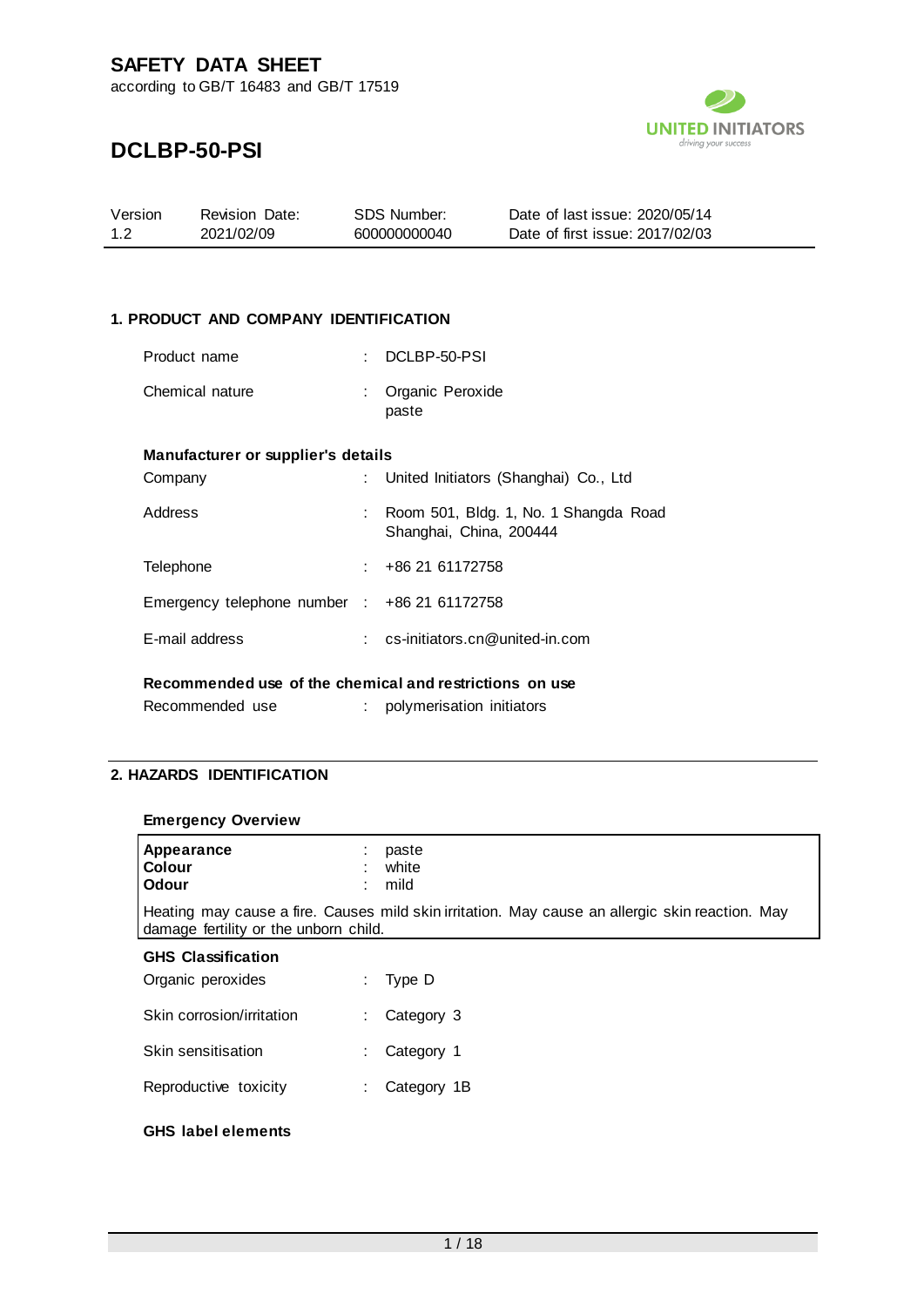# SAFETY DATA SHEET

according to GB/T 16483 and GB/T 17519

# DCLBP-50-PSI

| Version | Revision Date: | SDS Number: | Date of last issue: 2020/05/14 |
|---|---|---|---|
| 1.2 | 2021/02/09 | 600000000040 | Date of first issue: 2017/02/03 |

## 1. PRODUCT AND COMPANY IDENTIFICATION

Product name : DCLBP-50-PSI

Chemical nature : Organic Peroxide
paste

**Manufacturer or supplier's details**

Company : United Initiators (Shanghai) Co., Ltd

Address : Room 501, Bldg. 1, No. 1 Shangda Road
Shanghai, China, 200444

Telephone : +86 21 61172758

Emergency telephone number : +86 21 61172758

E-mail address : cs-initiators.cn@united-in.com

**Recommended use of the chemical and restrictions on use**

Recommended use : polymerisation initiators

## 2. HAZARDS IDENTIFICATION

**Emergency Overview**

| | |
|---|---|
| **Appearance** | : paste |
| **Colour** | : white |
| **Odour** | : mild |

Heating may cause a fire. Causes mild skin irritation. May cause an allergic skin reaction. May damage fertility or the unborn child.

**GHS Classification**

Organic peroxides : Type D

Skin corrosion/irritation : Category 3

Skin sensitisation : Category 1

Reproductive toxicity : Category 1B

**GHS label elements**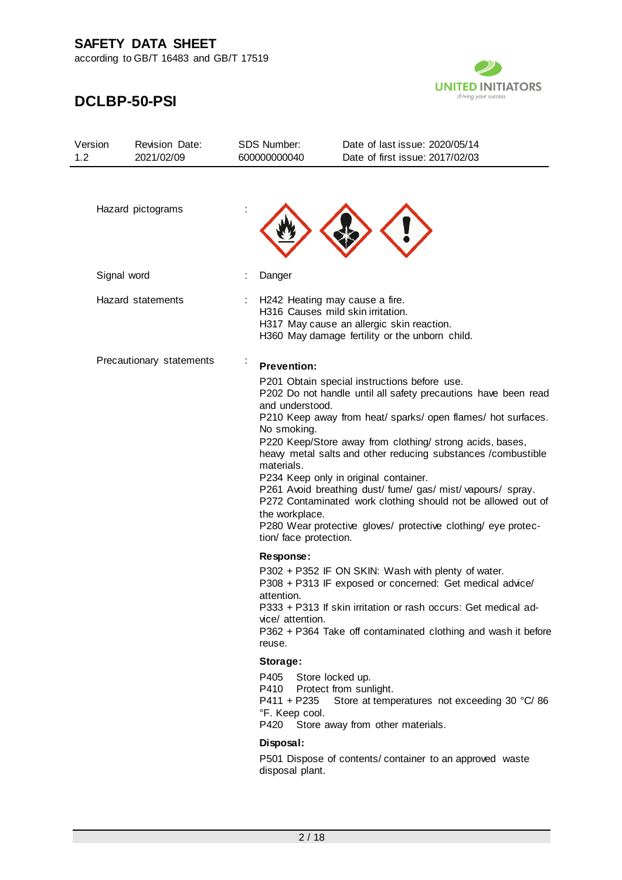# SAFETY DATA SHEET

according to GB/T 16483 and GB/T 17519

# DCLBP-50-PSI

| Version | Revision Date: | SDS Number: | Date of last issue: 2020/05/14 |
|---|---|---|---|
| 1.2 | 2021/02/09 | 600000000040 | Date of first issue: 2017/02/03 |

Hazard pictograms :

Signal word : Danger

Hazard statements :
H242 Heating may cause a fire.
H316 Causes mild skin irritation.
H317 May cause an allergic skin reaction.
H360 May damage fertility or the unborn child.

Precautionary statements :

**Prevention:**

P201 Obtain special instructions before use.
P202 Do not handle until all safety precautions have been read and understood.
P210 Keep away from heat/ sparks/ open flames/ hot surfaces. No smoking.
P220 Keep/Store away from clothing/ strong acids, bases, heavy metal salts and other reducing substances /combustible materials.
P234 Keep only in original container.
P261 Avoid breathing dust/ fume/ gas/ mist/ vapours/ spray.
P272 Contaminated work clothing should not be allowed out of the workplace.
P280 Wear protective gloves/ protective clothing/ eye protection/ face protection.

**Response:**

P302 + P352 IF ON SKIN: Wash with plenty of water.
P308 + P313 IF exposed or concerned: Get medical advice/ attention.
P333 + P313 If skin irritation or rash occurs: Get medical advice/ attention.
P362 + P364 Take off contaminated clothing and wash it before reuse.

**Storage:**

P405 Store locked up.
P410 Protect from sunlight.
P411 + P235 Store at temperatures not exceeding 30 °C/ 86 °F. Keep cool.
P420 Store away from other materials.

**Disposal:**

P501 Dispose of contents/ container to an approved waste disposal plant.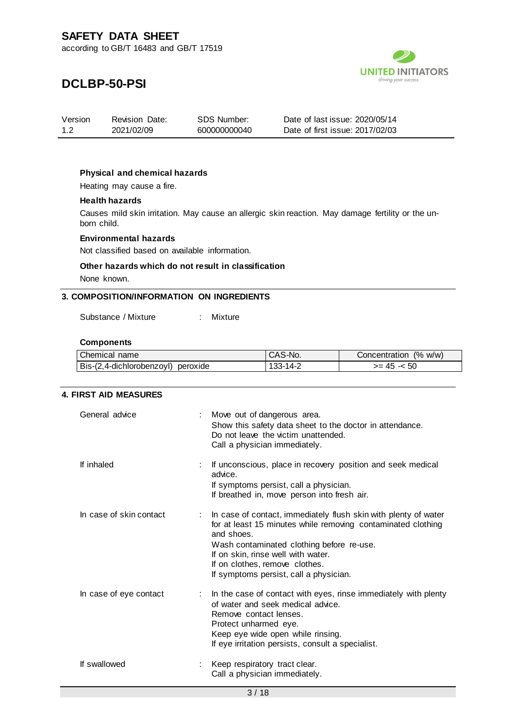#### Physical and chemical hazards

Heating may cause a fire.

#### Health hazards

Causes mild skin irritation. May cause an allergic skin reaction. May damage fertility or the unborn child.

#### Environmental hazards

Not classified based on available information.

#### Other hazards which do not result in classification

None known.

## 3. COMPOSITION/INFORMATION ON INGREDIENTS

Substance / Mixture : Mixture

#### Components

| Chemical name | CAS-No. | Concentration (% w/w) |
|---|---|---|
| Bis-(2,4-dichlorobenzoyl) peroxide | 133-14-2 | >= 45 -< 50 |

## 4. FIRST AID MEASURES

General advice : Move out of dangerous area.
Show this safety data sheet to the doctor in attendance.
Do not leave the victim unattended.
Call a physician immediately.

If inhaled : If unconscious, place in recovery position and seek medical advice.
If symptoms persist, call a physician.
If breathed in, move person into fresh air.

In case of skin contact : In case of contact, immediately flush skin with plenty of water for at least 15 minutes while removing contaminated clothing and shoes.
Wash contaminated clothing before re-use.
If on skin, rinse well with water.
If on clothes, remove clothes.
If symptoms persist, call a physician.

In case of eye contact : In the case of contact with eyes, rinse immediately with plenty of water and seek medical advice.
Remove contact lenses.
Protect unharmed eye.
Keep eye wide open while rinsing.
If eye irritation persists, consult a specialist.

If swallowed : Keep respiratory tract clear.
Call a physician immediately.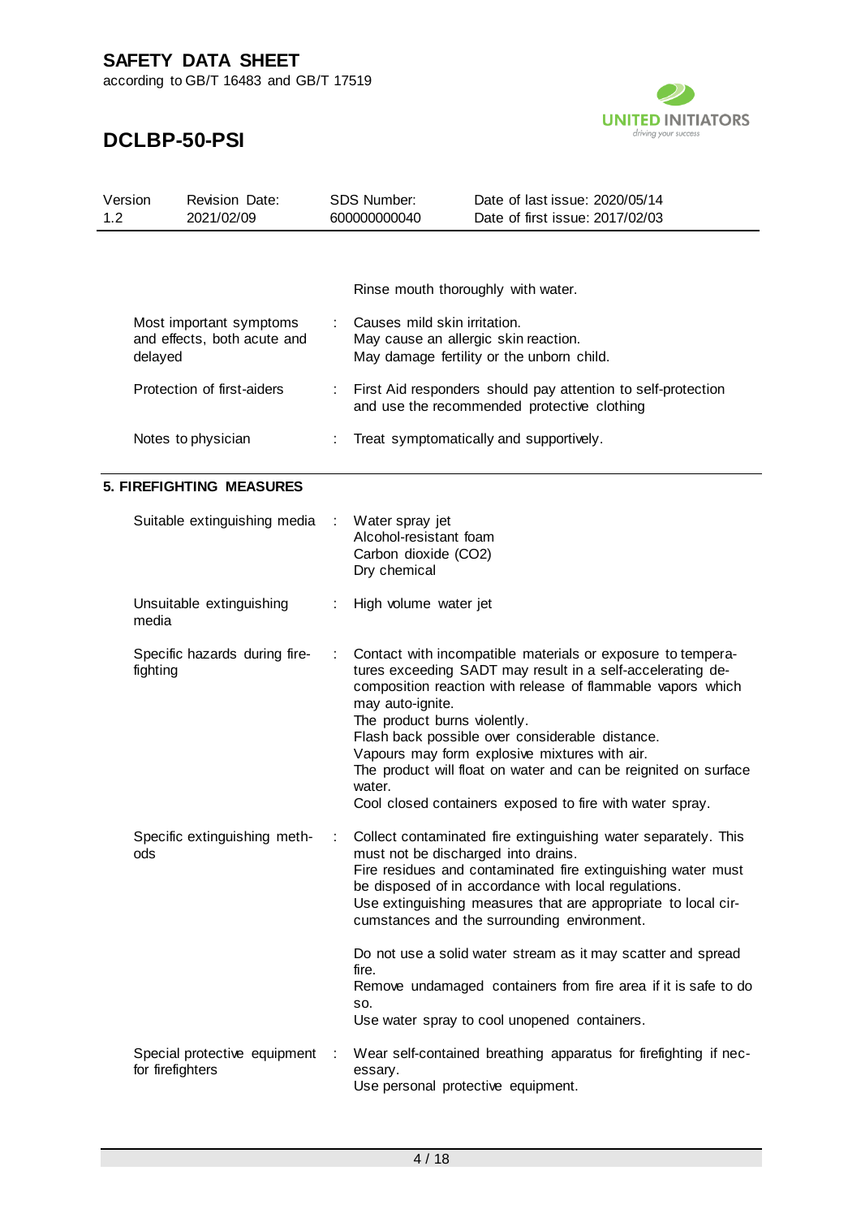Rinse mouth thoroughly with water.

| | |
|---|---|
| Most important symptoms and effects, both acute and delayed | Causes mild skin irritation.<br>May cause an allergic skin reaction.<br>May damage fertility or the unborn child. |
| Protection of first-aiders | First Aid responders should pay attention to self-protection and use the recommended protective clothing |
| Notes to physician | Treat symptomatically and supportively. |

## 5. FIREFIGHTING MEASURES

| | |
|---|---|
| Suitable extinguishing media | Water spray jet<br>Alcohol-resistant foam<br>Carbon dioxide ($CO_2$)<br>Dry chemical |
| Unsuitable extinguishing media | High volume water jet |
| Specific hazards during firefighting | Contact with incompatible materials or exposure to temperatures exceeding SADT may result in a self-accelerating decomposition reaction with release of flammable vapors which may auto-ignite.<br>The product burns violently.<br>Flash back possible over considerable distance.<br>Vapours may form explosive mixtures with air.<br>The product will float on water and can be reignited on surface water.<br>Cool closed containers exposed to fire with water spray. |
| Specific extinguishing methods | Collect contaminated fire extinguishing water separately. This must not be discharged into drains.<br>Fire residues and contaminated fire extinguishing water must be disposed of in accordance with local regulations.<br>Use extinguishing measures that are appropriate to local circumstances and the surrounding environment.<br><br>Do not use a solid water stream as it may scatter and spread fire.<br>Remove undamaged containers from fire area if it is safe to do so.<br>Use water spray to cool unopened containers. |
| Special protective equipment for firefighters | Wear self-contained breathing apparatus for firefighting if necessary.<br>Use personal protective equipment. |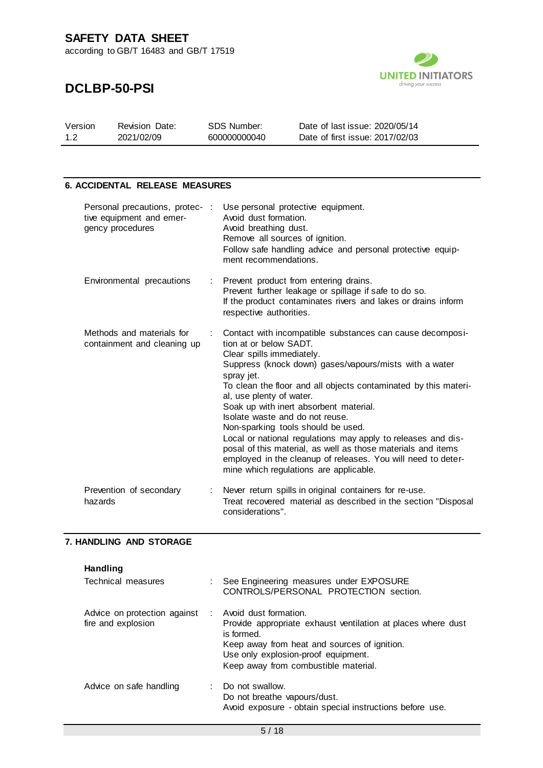## 6. ACCIDENTAL RELEASE MEASURES

| | |
|---|---|
| Personal precautions, protective equipment and emergency procedures | Use personal protective equipment.<br>Avoid dust formation.<br>Avoid breathing dust.<br>Remove all sources of ignition.<br>Follow safe handling advice and personal protective equipment recommendations. |
| Environmental precautions | Prevent product from entering drains.<br>Prevent further leakage or spillage if safe to do so.<br>If the product contaminates rivers and lakes or drains inform respective authorities. |
| Methods and materials for containment and cleaning up | Contact with incompatible substances can cause decomposition at or below SADT.<br>Clear spills immediately.<br>Suppress (knock down) gases/vapours/mists with a water spray jet.<br>To clean the floor and all objects contaminated by this material, use plenty of water.<br>Soak up with inert absorbent material.<br>Isolate waste and do not reuse.<br>Non-sparking tools should be used.<br>Local or national regulations may apply to releases and disposal of this material, as well as those materials and items employed in the cleanup of releases. You will need to determine which regulations are applicable. |
| Prevention of secondary hazards | Never return spills in original containers for re-use.<br>Treat recovered material as described in the section "Disposal considerations". |

## 7. HANDLING AND STORAGE

### Handling

| | |
|---|---|
| Technical measures | See Engineering measures under EXPOSURE CONTROLS/PERSONAL PROTECTION section. |
| Advice on protection against fire and explosion | Avoid dust formation.<br>Provide appropriate exhaust ventilation at places where dust is formed.<br>Keep away from heat and sources of ignition.<br>Use only explosion-proof equipment.<br>Keep away from combustible material. |
| Advice on safe handling | Do not swallow.<br>Do not breathe vapours/dust.<br>Avoid exposure - obtain special instructions before use. |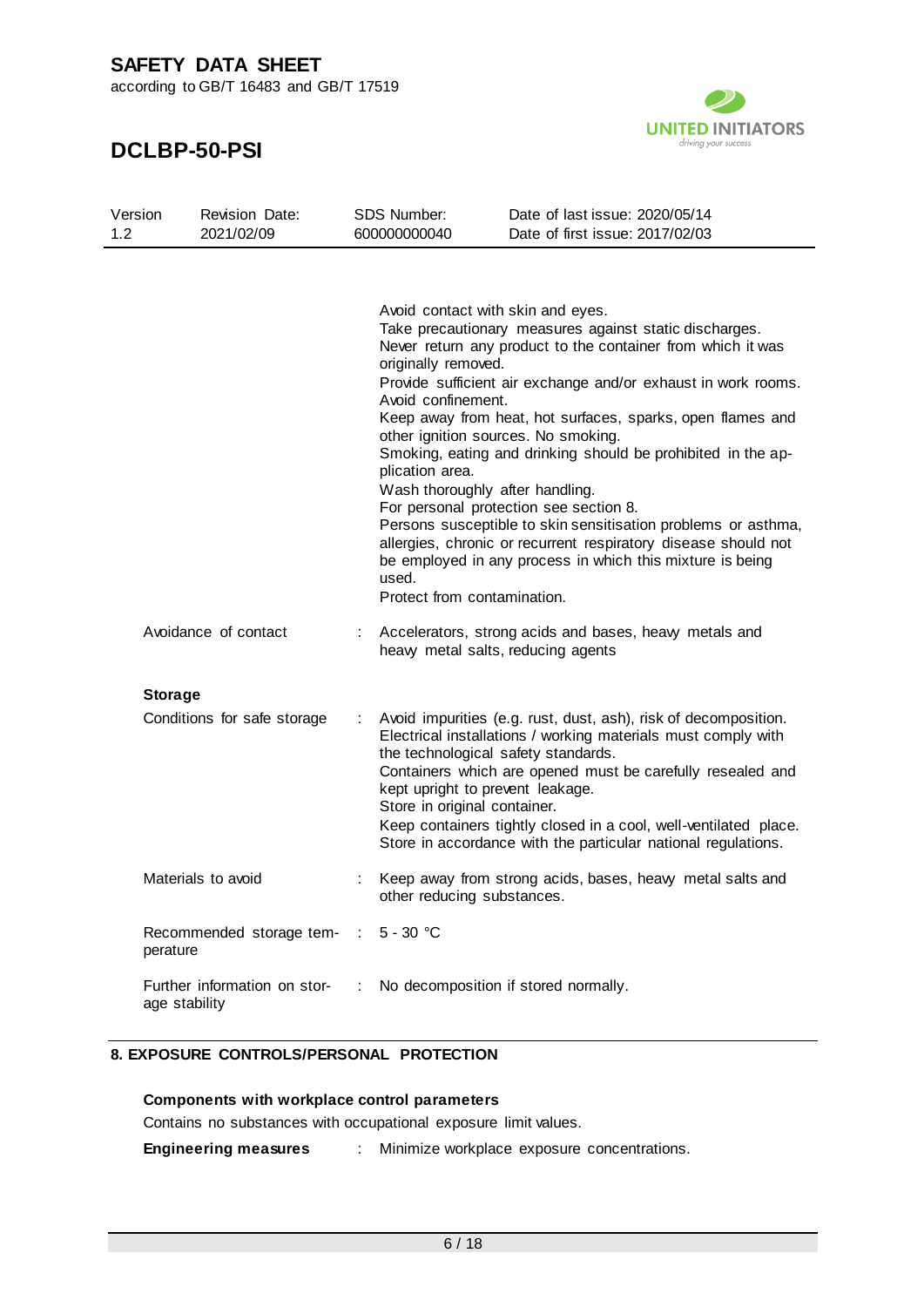Avoid contact with skin and eyes.
Take precautionary measures against static discharges.
Never return any product to the container from which it was originally removed.
Provide sufficient air exchange and/or exhaust in work rooms.
Avoid confinement.
Keep away from heat, hot surfaces, sparks, open flames and other ignition sources. No smoking.
Smoking, eating and drinking should be prohibited in the application area.
Wash thoroughly after handling.
For personal protection see section 8.
Persons susceptible to skin sensitisation problems or asthma, allergies, chronic or recurrent respiratory disease should not be employed in any process in which this mixture is being used.
Protect from contamination.

Avoidance of contact : Accelerators, strong acids and bases, heavy metals and heavy metal salts, reducing agents

**Storage**

Conditions for safe storage : Avoid impurities (e.g. rust, dust, ash), risk of decomposition. Electrical installations / working materials must comply with the technological safety standards.
Containers which are opened must be carefully resealed and kept upright to prevent leakage.
Store in original container.
Keep containers tightly closed in a cool, well-ventilated place.
Store in accordance with the particular national regulations.

Materials to avoid : Keep away from strong acids, bases, heavy metal salts and other reducing substances.

Recommended storage temperature : 5 - 30 °C

Further information on storage stability : No decomposition if stored normally.

## 8. EXPOSURE CONTROLS/PERSONAL PROTECTION

**Components with workplace control parameters**

Contains no substances with occupational exposure limit values.

**Engineering measures** : Minimize workplace exposure concentrations.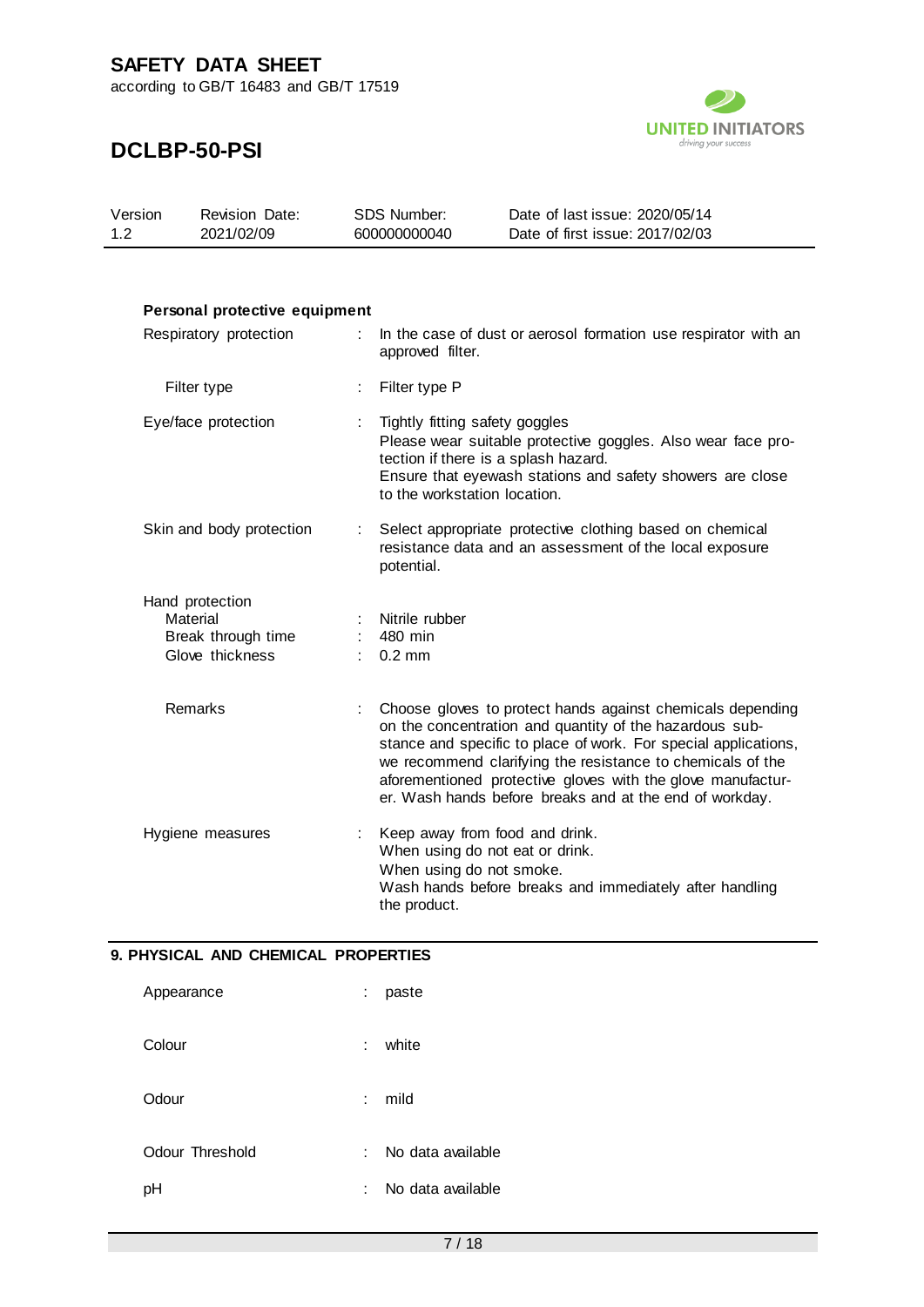**Personal protective equipment**

| | | |
|---|---|---|
| Respiratory protection | : | In the case of dust or aerosol formation use respirator with an approved filter. |
| Filter type | : | Filter type P |
| Eye/face protection | : | Tightly fitting safety goggles<br>Please wear suitable protective goggles. Also wear face protection if there is a splash hazard.<br>Ensure that eyewash stations and safety showers are close to the workstation location. |
| Skin and body protection | : | Select appropriate protective clothing based on chemical resistance data and an assessment of the local exposure potential. |
| Hand protection | | |
| Material | : | Nitrile rubber |
| Break through time | : | 480 min |
| Glove thickness | : | 0.2 mm |
| Remarks | : | Choose gloves to protect hands against chemicals depending on the concentration and quantity of the hazardous substance and specific to place of work. For special applications, we recommend clarifying the resistance to chemicals of the aforementioned protective gloves with the glove manufacturer. Wash hands before breaks and at the end of workday. |
| Hygiene measures | : | Keep away from food and drink.<br>When using do not eat or drink.<br>When using do not smoke.<br>Wash hands before breaks and immediately after handling the product. |

## 9. PHYSICAL AND CHEMICAL PROPERTIES

| | | |
|---|---|---|
| Appearance | : | paste |
| Colour | : | white |
| Odour | : | mild |
| Odour Threshold | : | No data available |
| pH | : | No data available |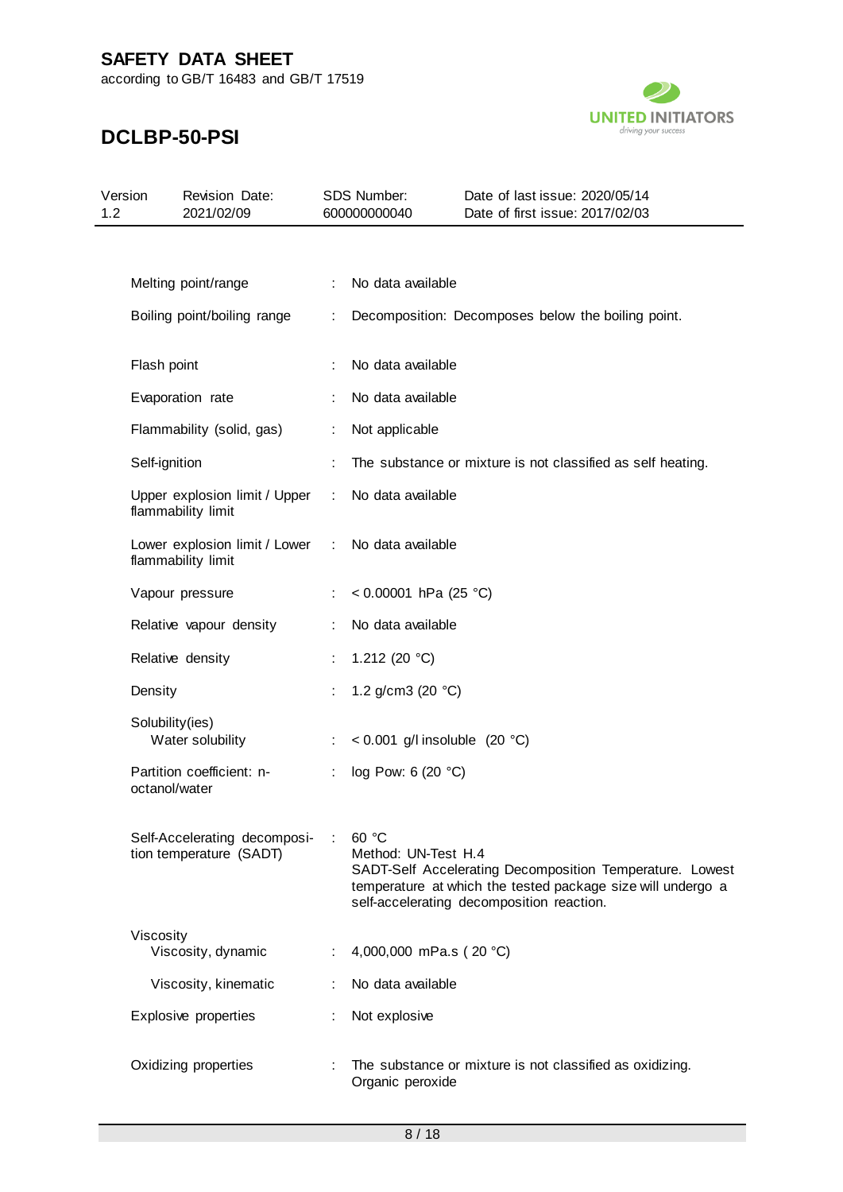| Property | | Value |
|---|---|---|
| Melting point/range | : | No data available |
| Boiling point/boiling range | : | Decomposition: Decomposes below the boiling point. |
| Flash point | : | No data available |
| Evaporation rate | : | No data available |
| Flammability (solid, gas) | : | Not applicable |
| Self-ignition | : | The substance or mixture is not classified as self heating. |
| Upper explosion limit / Upper flammability limit | : | No data available |
| Lower explosion limit / Lower flammability limit | : | No data available |
| Vapour pressure | : | < 0.00001 hPa (25 °C) |
| Relative vapour density | : | No data available |
| Relative density | : | 1.212 (20 °C) |
| Density | : | 1.2 g/cm3 (20 °C) |
| Solubility(ies) | | |
| Water solubility | : | < 0.001 g/l insoluble (20 °C) |
| Partition coefficient: n-octanol/water | : | log Pow: 6 (20 °C) |
| Self-Accelerating decomposition temperature (SADT) | : | 60 °C<br>Method: UN-Test H.4<br>SADT-Self Accelerating Decomposition Temperature. Lowest temperature at which the tested package size will undergo a self-accelerating decomposition reaction. |
| Viscosity | | |
| Viscosity, dynamic | : | 4,000,000 mPa.s ( 20 °C) |
| Viscosity, kinematic | : | No data available |
| Explosive properties | : | Not explosive |
| Oxidizing properties | : | The substance or mixture is not classified as oxidizing.<br>Organic peroxide |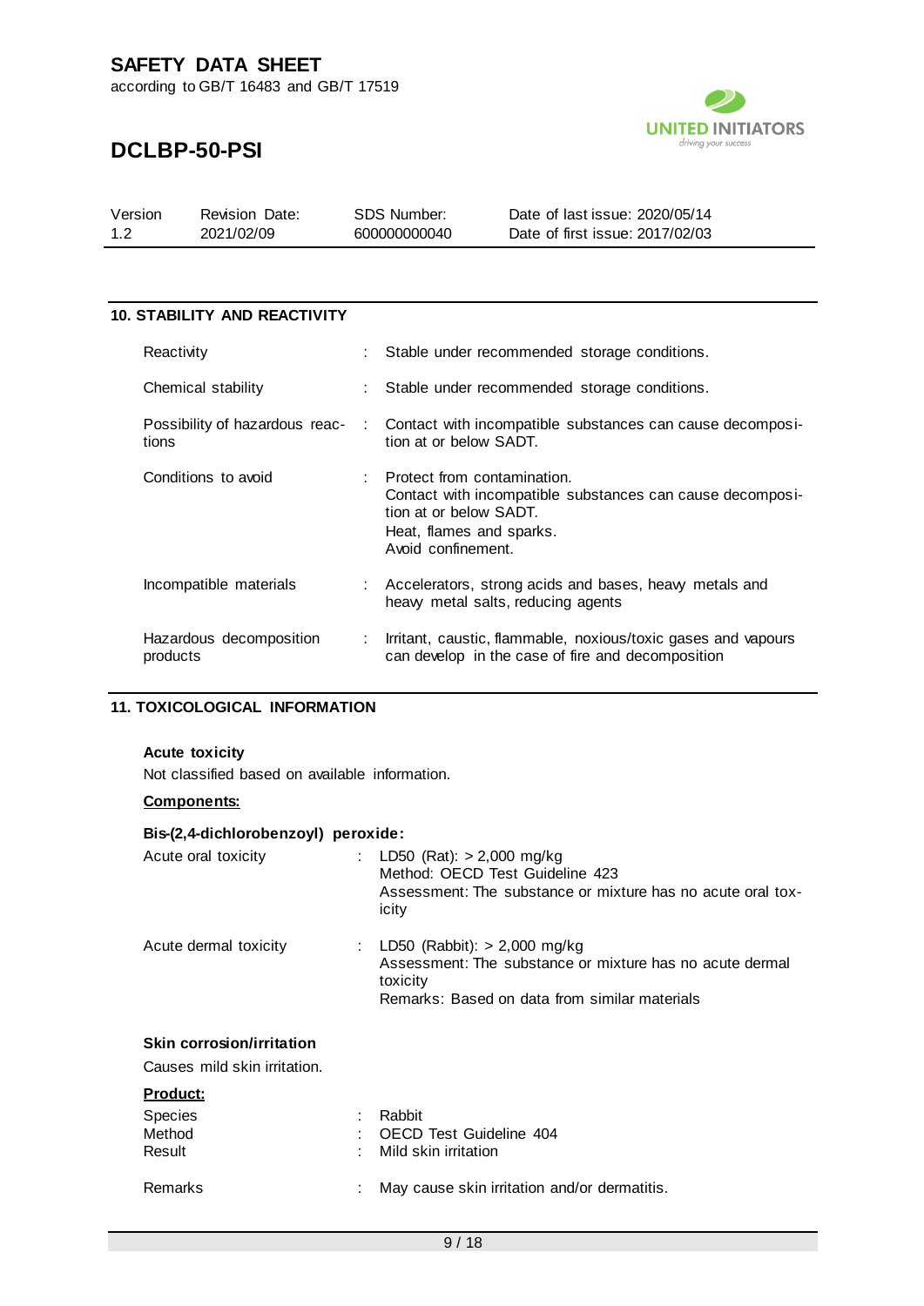## 10. STABILITY AND REACTIVITY

| | |
|---|---|
| Reactivity | : Stable under recommended storage conditions. |
| Chemical stability | : Stable under recommended storage conditions. |
| Possibility of hazardous reactions | : Contact with incompatible substances can cause decomposition at or below SADT. |
| Conditions to avoid | : Protect from contamination.<br>Contact with incompatible substances can cause decomposition at or below SADT.<br>Heat, flames and sparks.<br>Avoid confinement. |
| Incompatible materials | : Accelerators, strong acids and bases, heavy metals and heavy metal salts, reducing agents |
| Hazardous decomposition products | : Irritant, caustic, flammable, noxious/toxic gases and vapours can develop in the case of fire and decomposition |

## 11. TOXICOLOGICAL INFORMATION

**Acute toxicity**

Not classified based on available information.

**Components:**

**Bis-(2,4-dichlorobenzoyl) peroxide:**

| | |
|---|---|
| Acute oral toxicity | : LD50 (Rat): > 2,000 mg/kg<br>Method: OECD Test Guideline 423<br>Assessment: The substance or mixture has no acute oral toxicity |
| Acute dermal toxicity | : LD50 (Rabbit): > 2,000 mg/kg<br>Assessment: The substance or mixture has no acute dermal toxicity<br>Remarks: Based on data from similar materials |

**Skin corrosion/irritation**

Causes mild skin irritation.

**Product:**

| | |
|---|---|
| Species | : Rabbit |
| Method | : OECD Test Guideline 404 |
| Result | : Mild skin irritation |
| Remarks | : May cause skin irritation and/or dermatitis. |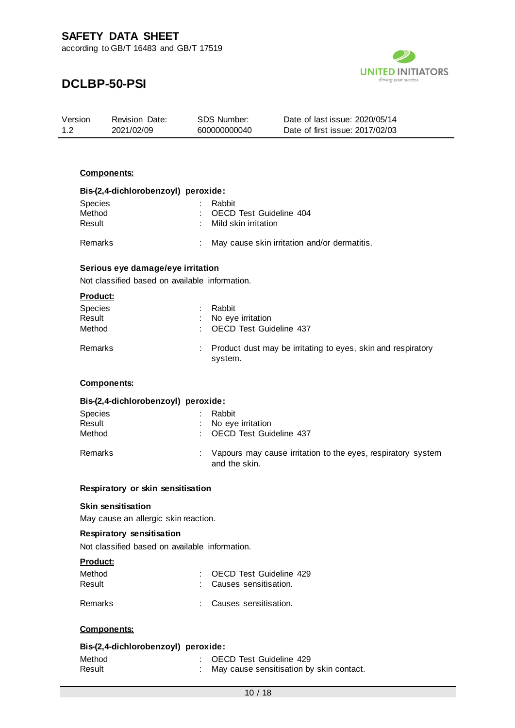**Components:**

**Bis-(2,4-dichlorobenzoyl) peroxide:**

| | | |
|---|---|---|
| Species | : | Rabbit |
| Method | : | OECD Test Guideline 404 |
| Result | : | Mild skin irritation |
| Remarks | : | May cause skin irritation and/or dermatitis. |

**Serious eye damage/eye irritation**

Not classified based on available information.

**Product:**

| | | |
|---|---|---|
| Species | : | Rabbit |
| Result | : | No eye irritation |
| Method | : | OECD Test Guideline 437 |
| Remarks | : | Product dust may be irritating to eyes, skin and respiratory system. |

**Components:**

**Bis-(2,4-dichlorobenzoyl) peroxide:**

| | | |
|---|---|---|
| Species | : | Rabbit |
| Result | : | No eye irritation |
| Method | : | OECD Test Guideline 437 |
| Remarks | : | Vapours may cause irritation to the eyes, respiratory system and the skin. |

**Respiratory or skin sensitisation**

**Skin sensitisation**

May cause an allergic skin reaction.

**Respiratory sensitisation**

Not classified based on available information.

**Product:**

| | | |
|---|---|---|
| Method | : | OECD Test Guideline 429 |
| Result | : | Causes sensitisation. |
| Remarks | : | Causes sensitisation. |

**Components:**

**Bis-(2,4-dichlorobenzoyl) peroxide:**

| | | |
|---|---|---|
| Method | : | OECD Test Guideline 429 |
| Result | : | May cause sensitisation by skin contact. |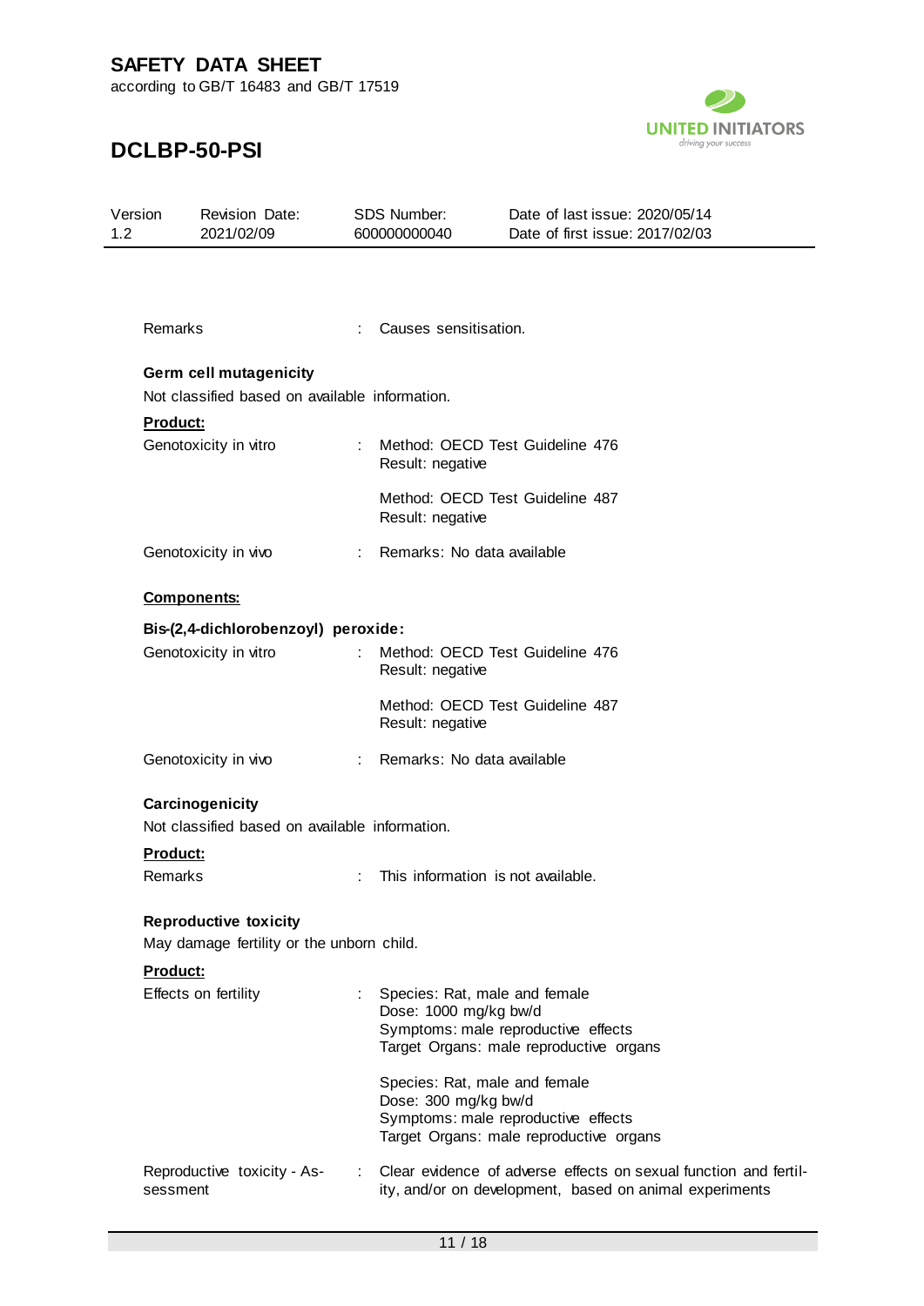Remarks : Causes sensitisation.

**Germ cell mutagenicity**

Not classified based on available information.

**Product:**

| | |
|---|---|
| Genotoxicity in vitro | : Method: OECD Test Guideline 476<br>Result: negative<br><br>Method: OECD Test Guideline 487<br>Result: negative |
| Genotoxicity in vivo | : Remarks: No data available |

**Components:**

**Bis-(2,4-dichlorobenzoyl) peroxide:**

| | |
|---|---|
| Genotoxicity in vitro | : Method: OECD Test Guideline 476<br>Result: negative<br><br>Method: OECD Test Guideline 487<br>Result: negative |
| Genotoxicity in vivo | : Remarks: No data available |

**Carcinogenicity**

Not classified based on available information.

**Product:**

Remarks : This information is not available.

**Reproductive toxicity**

May damage fertility or the unborn child.

**Product:**

| | |
|---|---|
| Effects on fertility | : Species: Rat, male and female<br>Dose: 1000 mg/kg bw/d<br>Symptoms: male reproductive effects<br>Target Organs: male reproductive organs<br><br>Species: Rat, male and female<br>Dose: 300 mg/kg bw/d<br>Symptoms: male reproductive effects<br>Target Organs: male reproductive organs |
| Reproductive toxicity - Assessment | : Clear evidence of adverse effects on sexual function and fertility, and/or on development, based on animal experiments |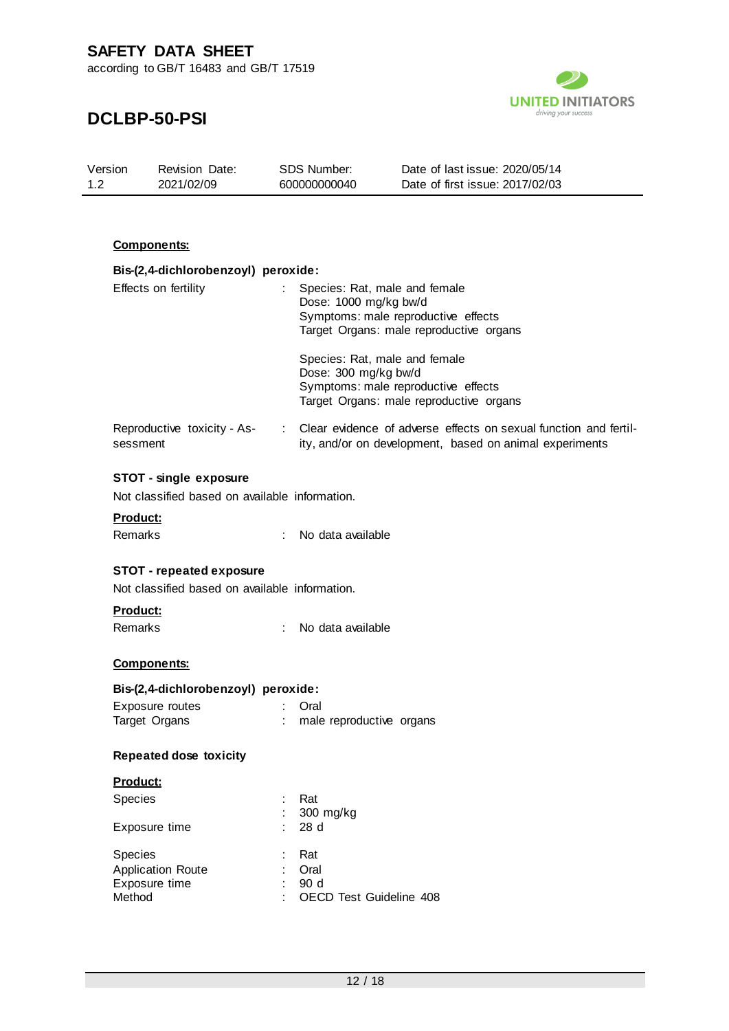**Components:**

**Bis-(2,4-dichlorobenzoyl) peroxide:**

Effects on fertility : Species: Rat, male and female
Dose: 1000 mg/kg bw/d
Symptoms: male reproductive effects
Target Organs: male reproductive organs

Species: Rat, male and female
Dose: 300 mg/kg bw/d
Symptoms: male reproductive effects
Target Organs: male reproductive organs

Reproductive toxicity - Assessment : Clear evidence of adverse effects on sexual function and fertility, and/or on development, based on animal experiments

**STOT - single exposure**

Not classified based on available information.

**Product:**

Remarks : No data available

**STOT - repeated exposure**

Not classified based on available information.

**Product:**

Remarks : No data available

**Components:**

**Bis-(2,4-dichlorobenzoyl) peroxide:**

Exposure routes : Oral
Target Organs : male reproductive organs

**Repeated dose toxicity**

**Product:**

Species : Rat
: 300 mg/kg
Exposure time : 28 d

Species : Rat
Application Route : Oral
Exposure time : 90 d
Method : OECD Test Guideline 408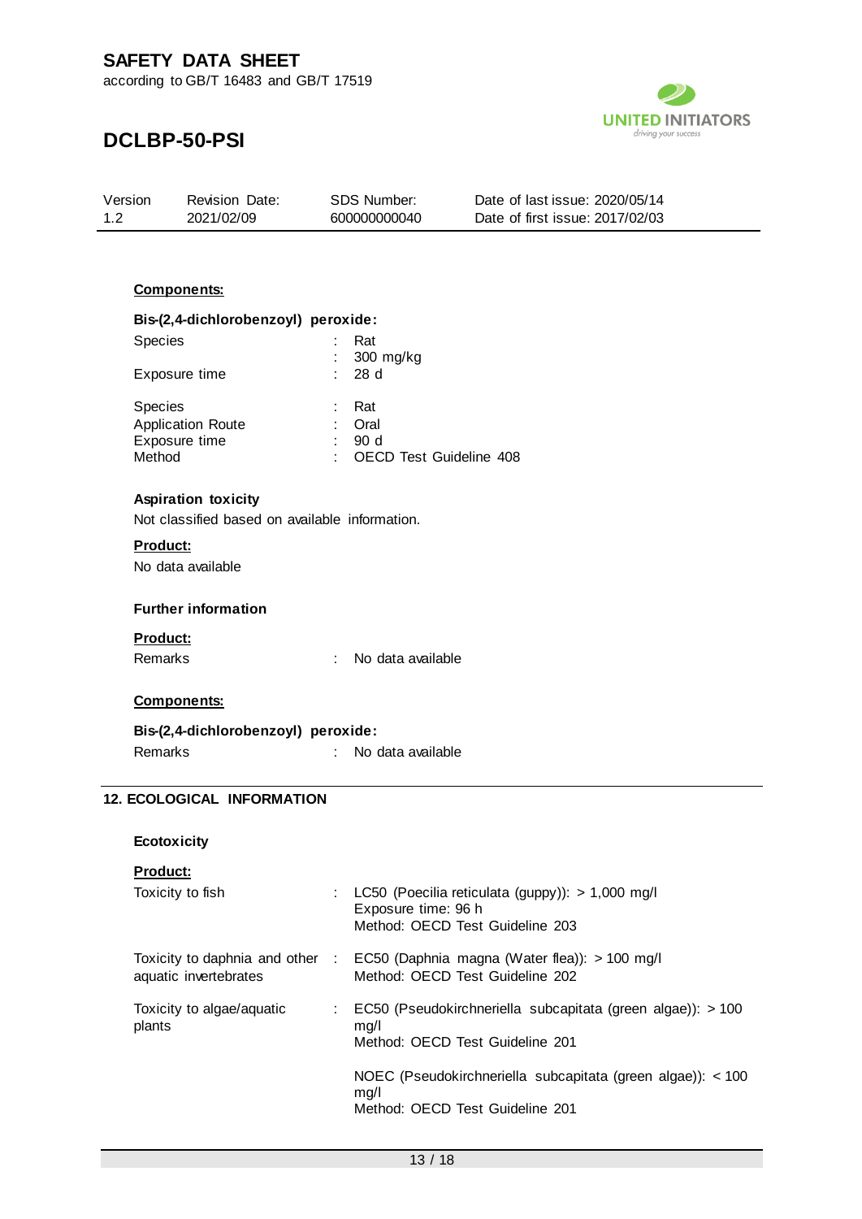**Components:**

**Bis-(2,4-dichlorobenzoyl) peroxide:**

| | | |
|---|---|---|
| Species | : | Rat |
| | : | 300 mg/kg |
| Exposure time | : | 28 d |

| | | |
|---|---|---|
| Species | : | Rat |
| Application Route | : | Oral |
| Exposure time | : | 90 d |
| Method | : | OECD Test Guideline 408 |

**Aspiration toxicity**

Not classified based on available information.

**Product:**

No data available

**Further information**

**Product:**

| | | |
|---|---|---|
| Remarks | : | No data available |

**Components:**

**Bis-(2,4-dichlorobenzoyl) peroxide:**

| | | |
|---|---|---|
| Remarks | : | No data available |

## 12. ECOLOGICAL INFORMATION

**Ecotoxicity**

**Product:**

| | | |
|---|---|---|
| Toxicity to fish | : | LC50 (Poecilia reticulata (guppy)): > 1,000 mg/l<br>Exposure time: 96 h<br>Method: OECD Test Guideline 203 |
| Toxicity to daphnia and other aquatic invertebrates | : | EC50 (Daphnia magna (Water flea)): > 100 mg/l<br>Method: OECD Test Guideline 202 |
| Toxicity to algae/aquatic plants | : | EC50 (Pseudokirchneriella subcapitata (green algae)): > 100 mg/l<br>Method: OECD Test Guideline 201 |
| | | NOEC (Pseudokirchneriella subcapitata (green algae)): < 100 mg/l<br>Method: OECD Test Guideline 201 |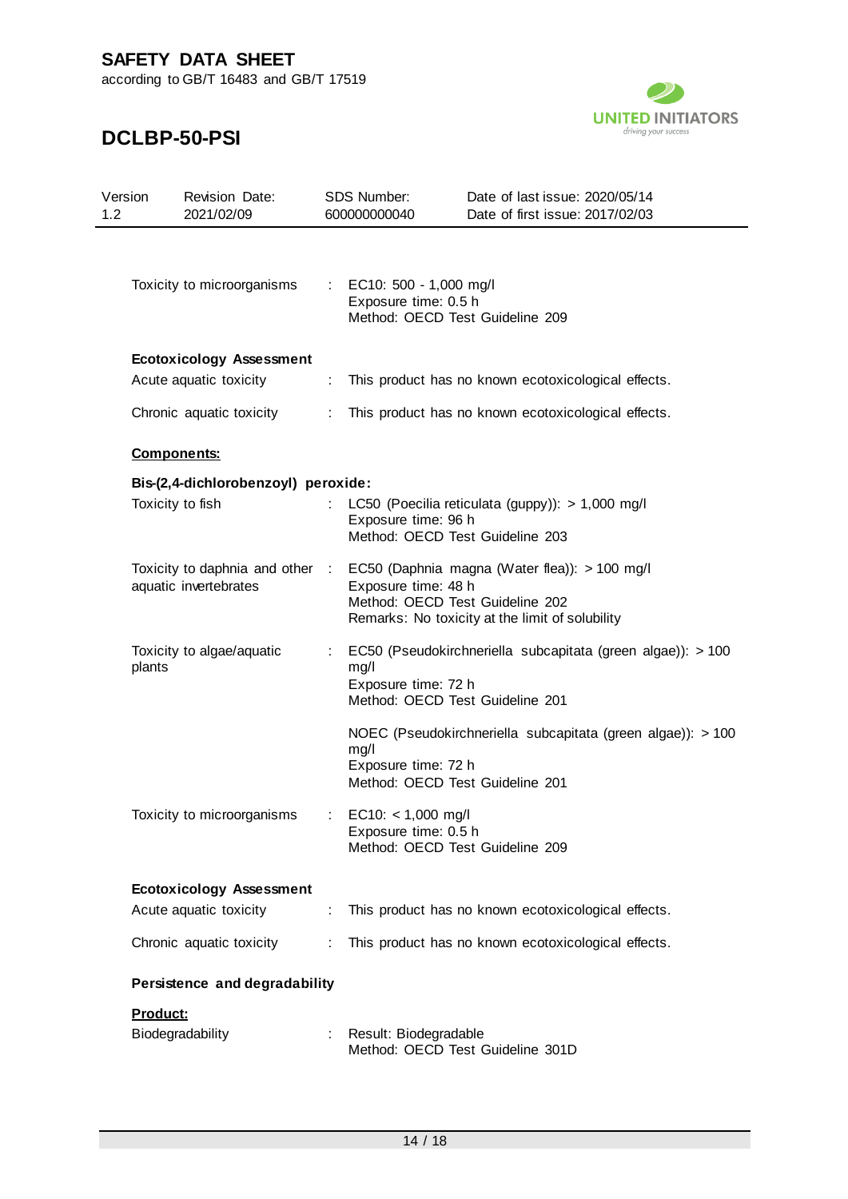| | | |
|---|---|---|
| Toxicity to microorganisms | : | EC10: 500 - 1,000 mg/l<br>Exposure time: 0.5 h<br>Method: OECD Test Guideline 209 |

**Ecotoxicology Assessment**

| | | |
|---|---|---|
| Acute aquatic toxicity | : | This product has no known ecotoxicological effects. |
| Chronic aquatic toxicity | : | This product has no known ecotoxicological effects. |

**Components:**

**Bis-(2,4-dichlorobenzoyl) peroxide:**

| | | |
|---|---|---|
| Toxicity to fish | : | LC50 (Poecilia reticulata (guppy)): > 1,000 mg/l<br>Exposure time: 96 h<br>Method: OECD Test Guideline 203 |
| Toxicity to daphnia and other aquatic invertebrates | : | EC50 (Daphnia magna (Water flea)): > 100 mg/l<br>Exposure time: 48 h<br>Method: OECD Test Guideline 202<br>Remarks: No toxicity at the limit of solubility |
| Toxicity to algae/aquatic plants | : | EC50 (Pseudokirchneriella subcapitata (green algae)): > 100 mg/l<br>Exposure time: 72 h<br>Method: OECD Test Guideline 201 |
| | | NOEC (Pseudokirchneriella subcapitata (green algae)): > 100 mg/l<br>Exposure time: 72 h<br>Method: OECD Test Guideline 201 |
| Toxicity to microorganisms | : | EC10: < 1,000 mg/l<br>Exposure time: 0.5 h<br>Method: OECD Test Guideline 209 |

**Ecotoxicology Assessment**

| | | |
|---|---|---|
| Acute aquatic toxicity | : | This product has no known ecotoxicological effects. |
| Chronic aquatic toxicity | : | This product has no known ecotoxicological effects. |

**Persistence and degradability**

**Product:**

| | | |
|---|---|---|
| Biodegradability | : | Result: Biodegradable<br>Method: OECD Test Guideline 301D |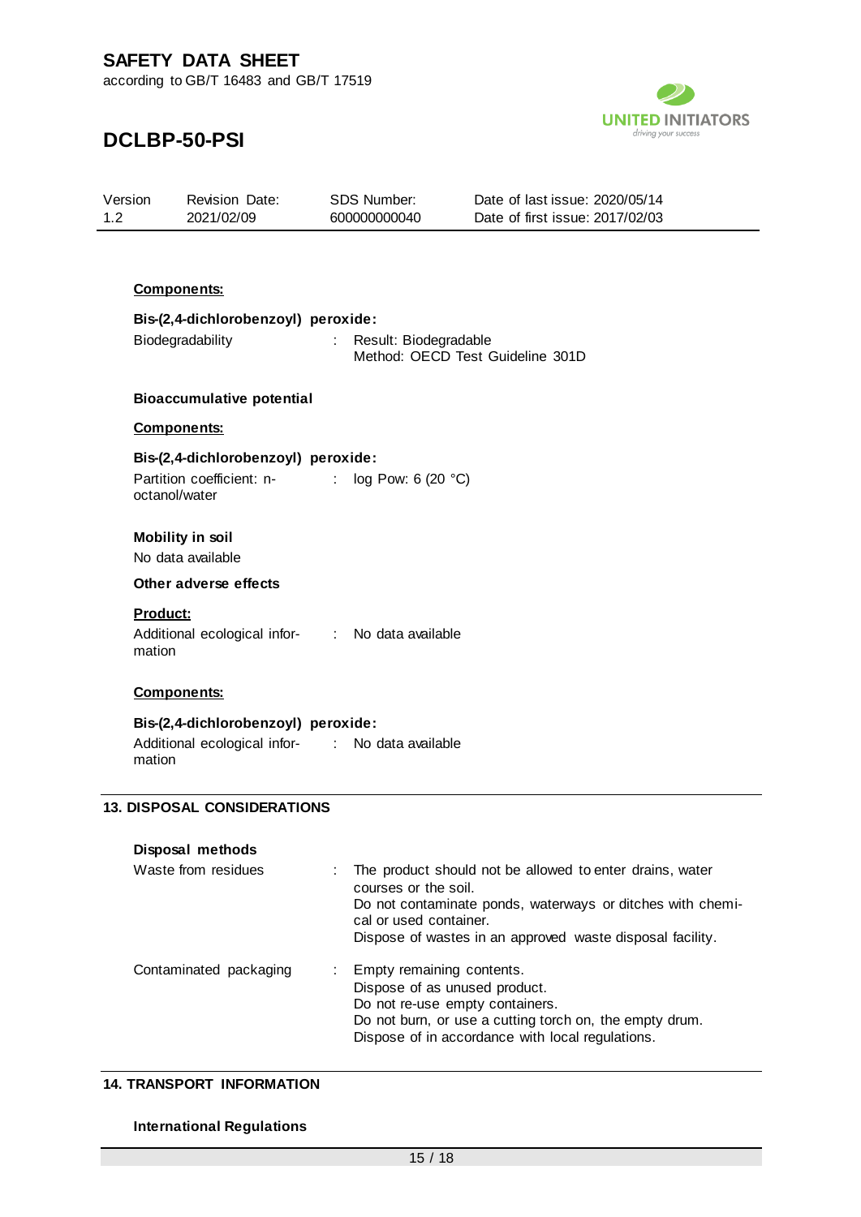**Components:**

**Bis-(2,4-dichlorobenzoyl) peroxide:**

Biodegradability : Result: Biodegradable
Method: OECD Test Guideline 301D

**Bioaccumulative potential**

**Components:**

**Bis-(2,4-dichlorobenzoyl) peroxide:**

Partition coefficient: n-octanol/water : log Pow: 6 (20 °C)

**Mobility in soil**

No data available

**Other adverse effects**

**Product:**

Additional ecological information : No data available

**Components:**

**Bis-(2,4-dichlorobenzoyl) peroxide:**

Additional ecological information : No data available

## 13. DISPOSAL CONSIDERATIONS

**Disposal methods**

Waste from residues : The product should not be allowed to enter drains, water courses or the soil.
Do not contaminate ponds, waterways or ditches with chemical or used container.
Dispose of wastes in an approved waste disposal facility.

Contaminated packaging : Empty remaining contents.
Dispose of as unused product.
Do not re-use empty containers.
Do not burn, or use a cutting torch on, the empty drum.
Dispose of in accordance with local regulations.

## 14. TRANSPORT INFORMATION

**International Regulations**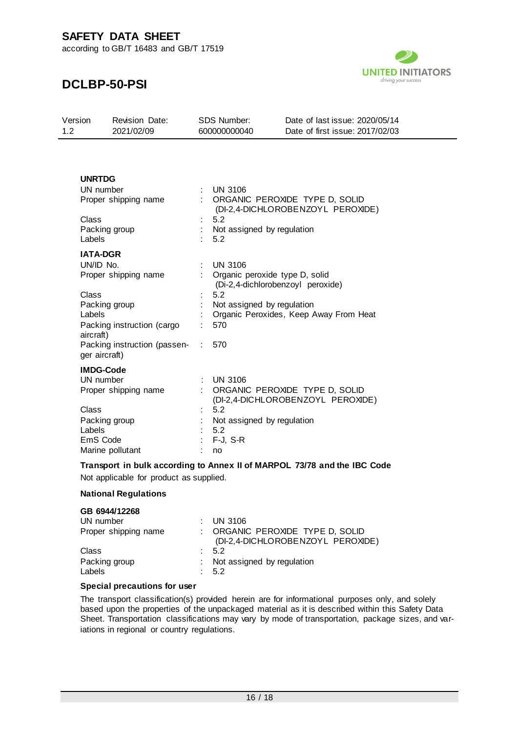**UNRTDG**

| | | |
|---|---|---|
| UN number | : | UN 3106 |
| Proper shipping name | : | ORGANIC PEROXIDE TYPE D, SOLID (DI-2,4-DICHLOROBENZOYL PEROXIDE) |
| Class | : | 5.2 |
| Packing group | : | Not assigned by regulation |
| Labels | : | 5.2 |

**IATA-DGR**

| | | |
|---|---|---|
| UN/ID No. | : | UN 3106 |
| Proper shipping name | : | Organic peroxide type D, solid (Di-2,4-dichlorobenzoyl peroxide) |
| Class | : | 5.2 |
| Packing group | : | Not assigned by regulation |
| Labels | : | Organic Peroxides, Keep Away From Heat |
| Packing instruction (cargo aircraft) | : | 570 |
| Packing instruction (passenger aircraft) | : | 570 |

**IMDG-Code**

| | | |
|---|---|---|
| UN number | : | UN 3106 |
| Proper shipping name | : | ORGANIC PEROXIDE TYPE D, SOLID (DI-2,4-DICHLOROBENZOYL PEROXIDE) |
| Class | : | 5.2 |
| Packing group | : | Not assigned by regulation |
| Labels | : | 5.2 |
| EmS Code | : | F-J, S-R |
| Marine pollutant | : | no |

**Transport in bulk according to Annex II of MARPOL 73/78 and the IBC Code**

Not applicable for product as supplied.

**National Regulations**

**GB 6944/12268**

| | | |
|---|---|---|
| UN number | : | UN 3106 |
| Proper shipping name | : | ORGANIC PEROXIDE TYPE D, SOLID (DI-2,4-DICHLOROBENZOYL PEROXIDE) |
| Class | : | 5.2 |
| Packing group | : | Not assigned by regulation |
| Labels | : | 5.2 |

**Special precautions for user**

The transport classification(s) provided herein are for informational purposes only, and solely based upon the properties of the unpackaged material as it is described within this Safety Data Sheet. Transportation classifications may vary by mode of transportation, package sizes, and variations in regional or country regulations.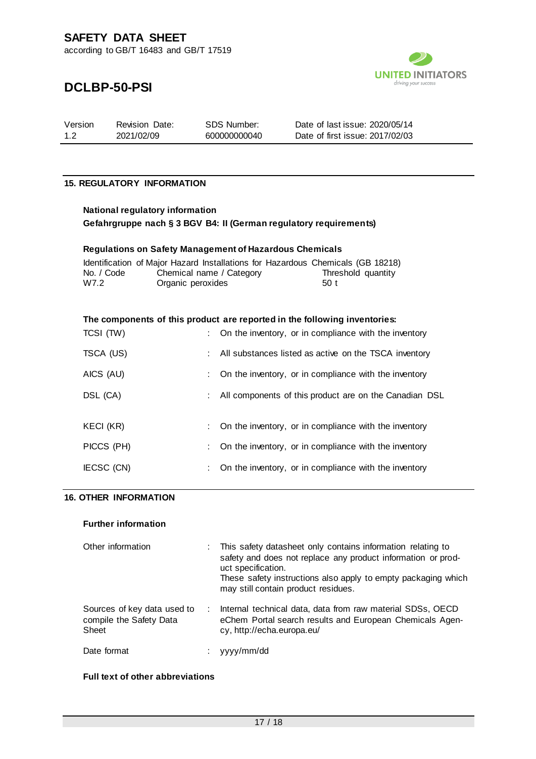## 15. REGULATORY INFORMATION

**National regulatory information**

**Gefahrgruppe nach § 3 BGV B4: II (German regulatory requirements)**

**Regulations on Safety Management of Hazardous Chemicals**

Identification of Major Hazard Installations for Hazardous Chemicals (GB 18218)

| No. / Code | Chemical name / Category | Threshold quantity |
|---|---|---|
| W7.2 | Organic peroxides | 50 t |

**The components of this product are reported in the following inventories:**

| | | |
|---|---|---|
| TCSI (TW) | : | On the inventory, or in compliance with the inventory |
| TSCA (US) | : | All substances listed as active on the TSCA inventory |
| AICS (AU) | : | On the inventory, or in compliance with the inventory |
| DSL (CA) | : | All components of this product are on the Canadian DSL |
| KECI (KR) | : | On the inventory, or in compliance with the inventory |
| PICCS (PH) | : | On the inventory, or in compliance with the inventory |
| IECSC (CN) | : | On the inventory, or in compliance with the inventory |

## 16. OTHER INFORMATION

**Further information**

| | | |
|---|---|---|
| Other information | : | This safety datasheet only contains information relating to safety and does not replace any product information or product specification. These safety instructions also apply to empty packaging which may still contain product residues. |
| Sources of key data used to compile the Safety Data Sheet | : | Internal technical data, data from raw material SDSs, OECD eChem Portal search results and European Chemicals Agency, http://echa.europa.eu/ |
| Date format | : | yyyy/mm/dd |

**Full text of other abbreviations**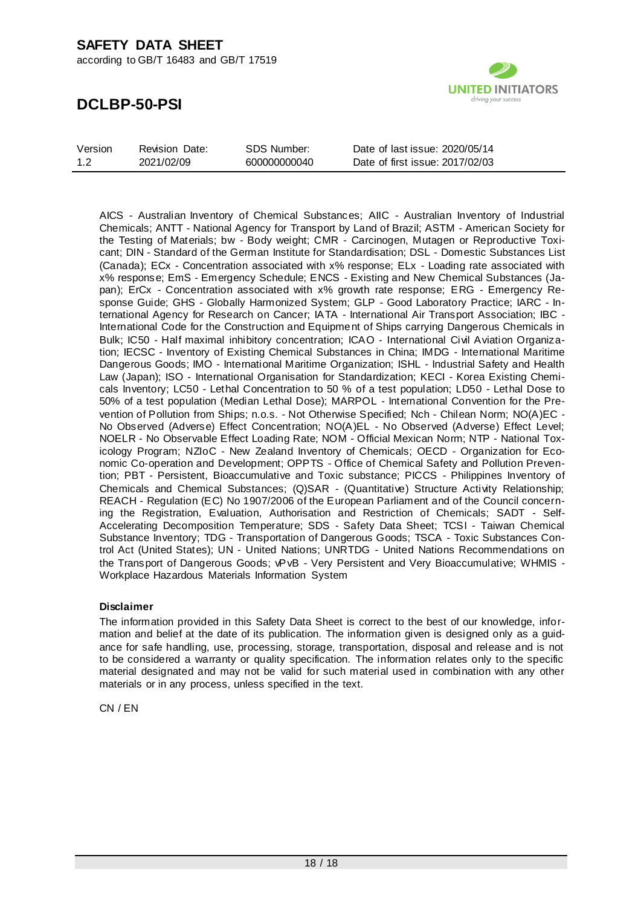AICS - Australian Inventory of Chemical Substances; AIIC - Australian Inventory of Industrial Chemicals; ANTT - National Agency for Transport by Land of Brazil; ASTM - American Society for the Testing of Materials; bw - Body weight; CMR - Carcinogen, Mutagen or Reproductive Toxicant; DIN - Standard of the German Institute for Standardisation; DSL - Domestic Substances List (Canada); ECx - Concentration associated with x% response; ELx - Loading rate associated with x% response; EmS - Emergency Schedule; ENCS - Existing and New Chemical Substances (Japan); ErCx - Concentration associated with x% growth rate response; ERG - Emergency Response Guide; GHS - Globally Harmonized System; GLP - Good Laboratory Practice; IARC - International Agency for Research on Cancer; IATA - International Air Transport Association; IBC - International Code for the Construction and Equipment of Ships carrying Dangerous Chemicals in Bulk; IC50 - Half maximal inhibitory concentration; ICAO - International Civil Aviation Organization; IECSC - Inventory of Existing Chemical Substances in China; IMDG - International Maritime Dangerous Goods; IMO - International Maritime Organization; ISHL - Industrial Safety and Health Law (Japan); ISO - International Organisation for Standardization; KECI - Korea Existing Chemicals Inventory; LC50 - Lethal Concentration to 50 % of a test population; LD50 - Lethal Dose to 50% of a test population (Median Lethal Dose); MARPOL - International Convention for the Prevention of Pollution from Ships; n.o.s. - Not Otherwise Specified; Nch - Chilean Norm; NO(A)EC - No Observed (Adverse) Effect Concentration; NO(A)EL - No Observed (Adverse) Effect Level; NOELR - No Observable Effect Loading Rate; NOM - Official Mexican Norm; NTP - National Toxicology Program; NZIoC - New Zealand Inventory of Chemicals; OECD - Organization for Economic Co-operation and Development; OPPTS - Office of Chemical Safety and Pollution Prevention; PBT - Persistent, Bioaccumulative and Toxic substance; PICCS - Philippines Inventory of Chemicals and Chemical Substances; (Q)SAR - (Quantitative) Structure Activity Relationship; REACH - Regulation (EC) No 1907/2006 of the European Parliament and of the Council concerning the Registration, Evaluation, Authorisation and Restriction of Chemicals; SADT - Self-Accelerating Decomposition Temperature; SDS - Safety Data Sheet; TCSI - Taiwan Chemical Substance Inventory; TDG - Transportation of Dangerous Goods; TSCA - Toxic Substances Control Act (United States); UN - United Nations; UNRTDG - United Nations Recommendations on the Transport of Dangerous Goods; vPvB - Very Persistent and Very Bioaccumulative; WHMIS - Workplace Hazardous Materials Information System

**Disclaimer**

The information provided in this Safety Data Sheet is correct to the best of our knowledge, information and belief at the date of its publication. The information given is designed only as a guidance for safe handling, use, processing, storage, transportation, disposal and release and is not to be considered a warranty or quality specification. The information relates only to the specific material designated and may not be valid for such material used in combination with any other materials or in any process, unless specified in the text.

CN / EN